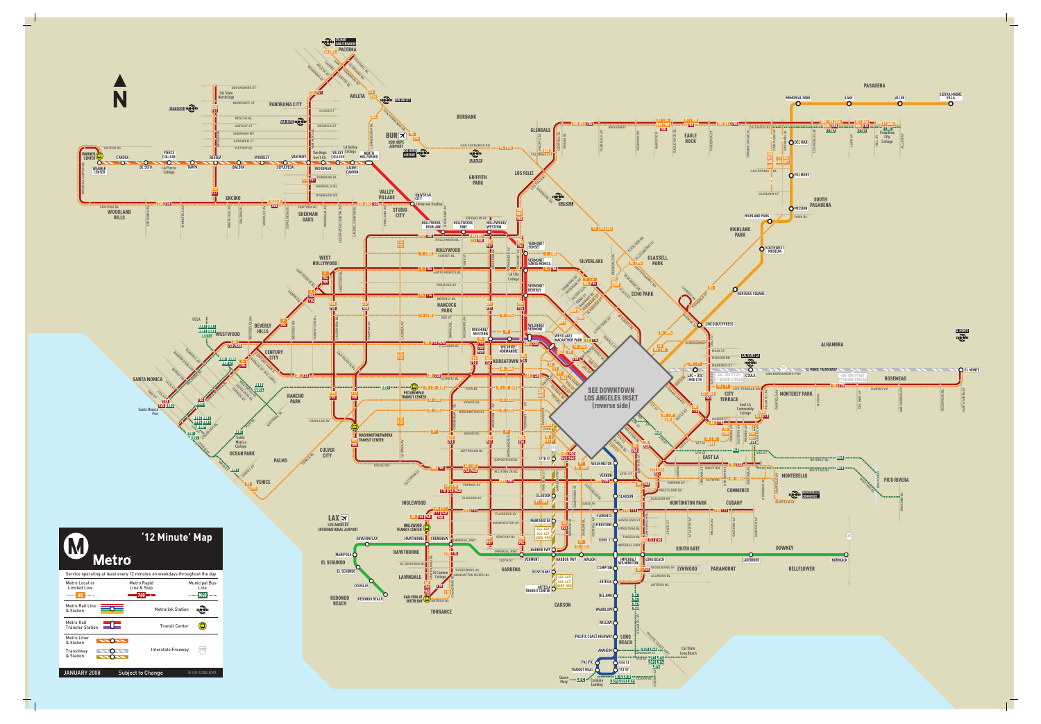# Metro '12 Minute' Map

Service operating at least every 12 minutes on weekdays throughout the day

| | | |
|---|---|---|
| Metro Local or Limited Line | Metro Rapid Line & Stop | Municipal Bus Line |
| Metro Rail Line & Station | | Metrolink Station |
| Metro Rail Transfer Station | | Transit Center |
| Metro Liner & Station | | |
| Transitway & Station | | Interstate Freeway |

JANUARY 2008 — Subject to Change

SEE DOWNTOWN LOS ANGELES INSET (reverse side)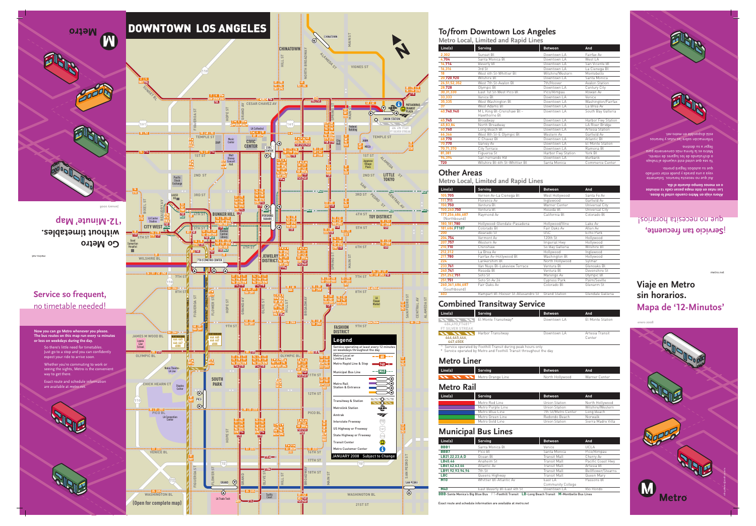## To/from Downtown Los Angeles

Metro Local, Limited and Rapid Lines

| Line(s) | Serving | Between | And |
|---|---|---|---|
| 2,302 | Sunset Bl | Downtown LA | Fairfax Av |
| 4,704 | Santa Monica Bl | Downtown LA | West LA |
| 14,714 | Beverly Bl | Downtown LA | San Vicente Bl |
| 16,316 | 3rd St | Downtown LA | La Cienega Bl |
| 18 | West 6th St-Whittier Bl | Wilshire/Western | Montebello |
| 20,720,920 | Wilshire Bl | Downtown LA | Santa Monica |
| 26,51,52,352 | West 7th St-Avalon Bl | 7th/Hoover | Avalon Station |
| 28,728 | Olympic Bl | Downtown LA | Century City |
| 30,31,330 | East 1st St-West Pico Bl | Pico/Rimpau | Rowan Av |
| 33,333 | Venice Bl | Downtown LA | Venice |
| 35,335 | West Washington Bl | Downtown LA | Washington/Fairfax |
| 37 | West Adams Bl | Downtown LA | La Brea Av |
| 40,740,940 | M L King Bl-Crenshaw Bl - Hawthorne Bl | Downtown LA | South Bay Galleria |
| 45,745 | Broadway | Downtown LA | Harbor Fwy Station |
| 45,83,84 | North Broadway | Downtown LA | LA River Bridge |
| 60,760 | Long Beach Bl | Downtown LA | Artesia Station |
| 66,366 | West 8th St-E Olympic Bl | Western Av | Garfield Av |
| 68,770 | C Chavez Bl | Downtown LA | Atlantic Bl |
| 70,770 | Garvey Av | Downtown LA | El Monte Station |
| 70,71,370 | City Terrace | Downtown LA | Ramona Bl |
| 81,381 | Figueroa St | Harbor Fwy Station | York Bl |
| 94,394 | San Fernando Rd | Downtown LA | Burbank |
| 720 | Wilshire Bl-6th St-Whittier Bl | Santa Monica | Commerce Center |

## Other Areas

Metro Local, Limited and Rapid Lines

| Line(s) | Serving | Between | And |
|---|---|---|---|
| 105,705 | Vernon Av-La Cienega Bl | West Hollywood | Santa Fe Av |
| 111,711 | Florence Av | Inglewood | Garfield Av |
| 150,750 | Ventura Bl | Warner Center | Universal City |
| 150,240,750 | Ventura Bl | Reseda Bl | Universal City |
| 177,256,686,687 (Northbound) | Raymond Av | California Bl | Colorado Bl |
| 180,181,780 | Hollywood-Glendale-Pasadena | Hollywood/Vine | Lake Av |
| 181,686,FT187 | Colorado Bl | Fair Oaks Av | Allen Av |
| 200 | Alvarado St | USC | Echo Park |
| 204,754 | Vermont Av | 120th St | Hollywood |
| 207,757 | Western Av | Imperial Hwy | Hollywood |
| 210,710 | Crenshaw | So Bay Galleria | Wilshire Bl |
| 212,312 | La Brea Av | Hollywood | Inglewood |
| 217,780 | Fairfax Av-Hollywood Bl | Washington Bl | Hollywood |
| 224 | Lankershim Bl | North Hollywood | Sylmar |
| 233,761 | Van Nuys Bl-Lakeview Terrace | Ventura Bl | Glenoaks Bl |
| 240,741 | Reseda Bl | Ventura Bl | Devonshire St |
| 251,252,751 | Soto St | Marengo Av | Olympic Bl |
| 251,751 | Soto St-Av 26 | Cypress Park | Palm/Seville |
| 260,361,686,687 (Southbound) | Fair Oaks Av | Colorado Bl | Glenarm St |
| 603 | Rampart Bl-Hoover St-Allesandro St | Grand Station | Glendale Galleria |

## Combined Transitway Service

| Line(s) | Serving | Between | And |
|---|---|---|---|
| 484,490,FT481* FT SILVER STREAK | El Monte Transitway* | Downtown LA | El Monte Station |
| 444,445,446, 447,450X | Harbor Transitway | Downtown LA | Artesia Transit Center |

\* Service operated by Foothill Transit during peak hours only
\* Service operated by Metro and Foothill Transit throughout the day

## Metro Liner

| Line(s) | Serving | Between | And |
|---|---|---|---|
| | Metro Orange Line | North Hollywood | Warner Center |

## Metro Rail

| Line(s) | Serving | Between | And |
|---|---|---|---|
| | Metro Red Line | Union Station | North Hollywood |
| | Metro Purple Line | Union Station | Wilshire/Western |
| | Metro Blue Line | 7th St/Metro Center | Long Beach |
| | Metro Green Line | Redondo Beach | Norwalk |
| | Metro Gold Line | Union Station | Sierra Madre Villa |

## Municipal Bus Lines

| Line(s) | Serving | Between | And |
|---|---|---|---|
| BBB1 | Santa Monica Bl | Venice | UCLA |
| BBB7 | Pico Bl | Santa Monica | Pico/Rimpau |
| LB21,22,23,A,D | Ocean Bl | Transit Mall | Cherry Av |
| LB45,46 | Anaheim St | Transit Mall | Pacific Coast Hwy |
| LB61,62,63,66 | Atlantic Av | Transit Mall | Artesia Bl |
| LB91,92,93,94,96 | 7th St | Transit Mall | Bellflower/Stearns |
| LBC | Queens Highway | Transit Mall | Queen Mary |
| M10 | Whittier Bl-Atlantic Av | East LA Community College | Passons Bl |
| M40 | East Beverly Bl-East 4th St | Downtown LA | Rio Hondo |

BBB-Santa Monica's Big Blue Bus FT-Foothill Transit LB-Long Beach Transit M-Montebello Bus Lines

Exact route and schedule information are available at *metro.net*

metro.net

# Viaje en Metro sin horarios.

## Mapa de '12-Minutos'

enero 2008

Metro